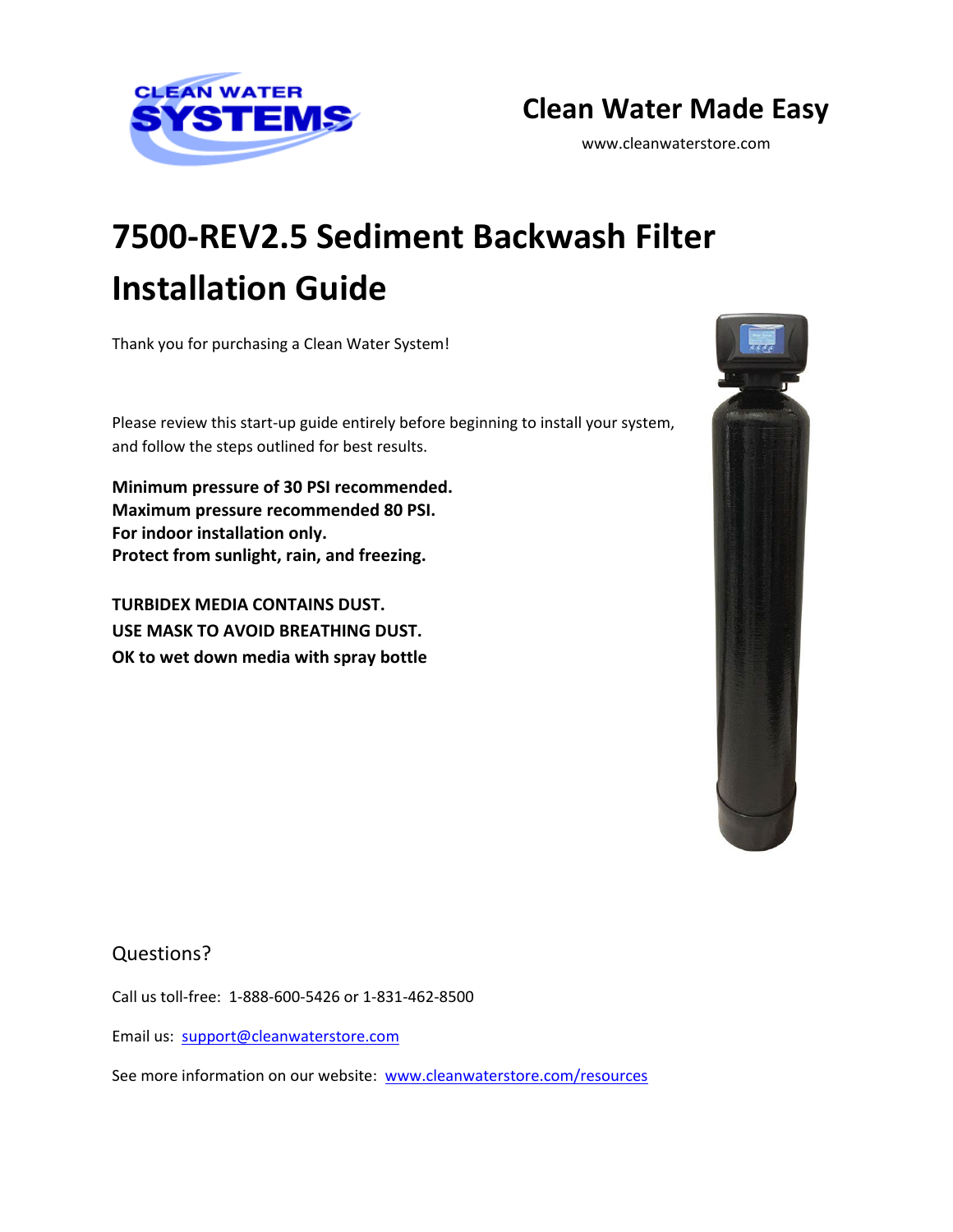CLEAN WATER SYSTEMS

## Clean Water Made Easy

www.cleanwaterstore.com

# 7500-REV2.5 Sediment Backwash Filter Installation Guide

Thank you for purchasing a Clean Water System!

Please review this start-up guide entirely before beginning to install your system, and follow the steps outlined for best results.

**Minimum pressure of 30 PSI recommended.**
**Maximum pressure recommended 80 PSI.**
**For indoor installation only.**
**Protect from sunlight, rain, and freezing.**

**TURBIDEX MEDIA CONTAINS DUST.**
**USE MASK TO AVOID BREATHING DUST.**
**OK to wet down media with spray bottle**

## Questions?

Call us toll-free: 1-888-600-5426 or 1-831-462-8500

Email us: support@cleanwaterstore.com

See more information on our website: www.cleanwaterstore.com/resources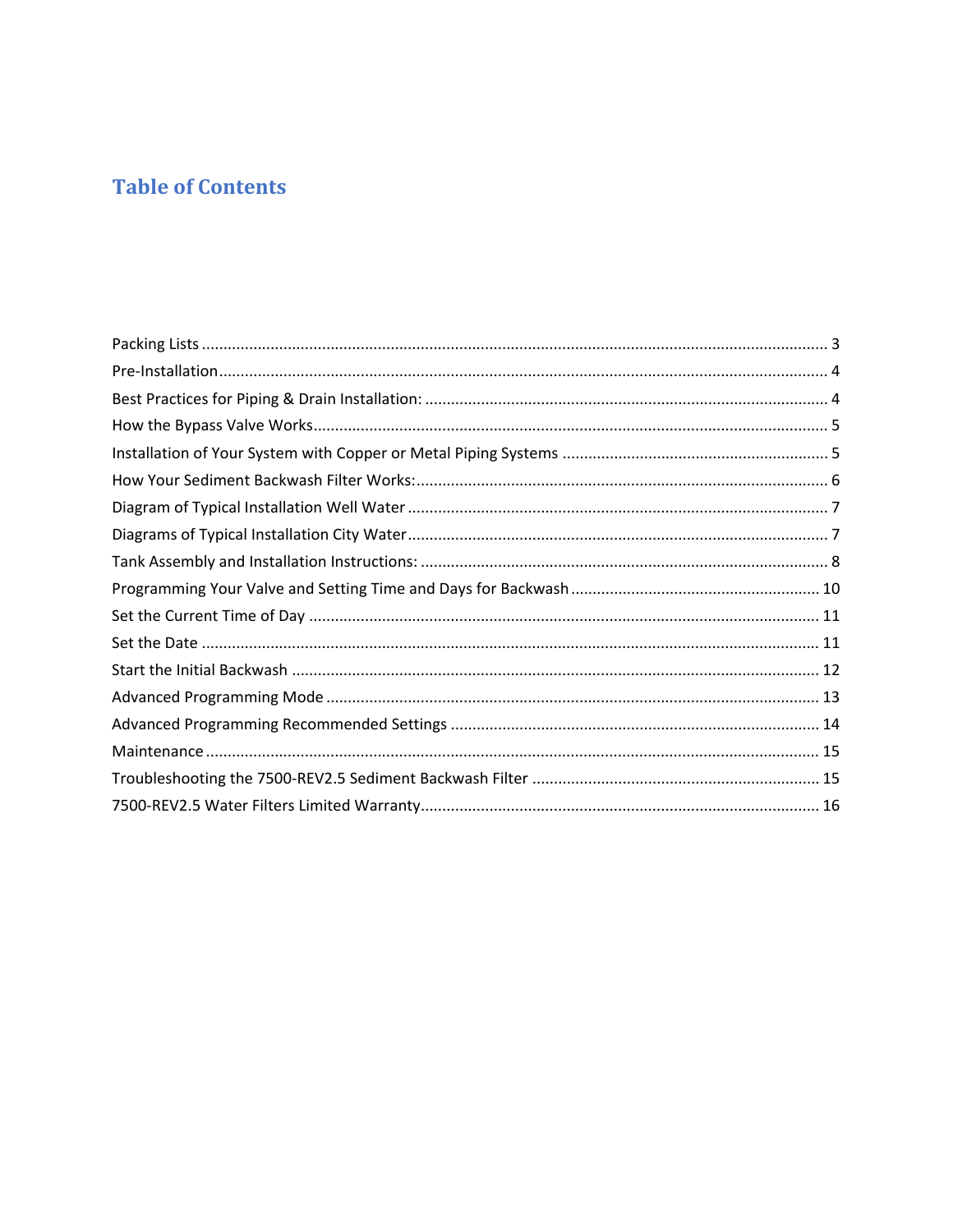# Table of Contents

Packing Lists ........................................................................................................................................ 3
Pre-Installation ...................................................................................................................................... 4
Best Practices for Piping & Drain Installation: ...................................................................................... 4
How the Bypass Valve Works ................................................................................................................ 5
Installation of Your System with Copper or Metal Piping Systems ....................................................... 5
How Your Sediment Backwash Filter Works: ........................................................................................ 6
Diagram of Typical Installation Well Water ........................................................................................... 7
Diagrams of Typical Installation City Water ........................................................................................... 7
Tank Assembly and Installation Instructions: ........................................................................................ 8
Programming Your Valve and Setting Time and Days for Backwash ..................................................... 10
Set the Current Time of Day ................................................................................................................. 11
Set the Date ......................................................................................................................................... 11
Start the Initial Backwash .................................................................................................................... 12
Advanced Programming Mode ............................................................................................................ 13
Advanced Programming Recommended Settings ............................................................................... 14
Maintenance ........................................................................................................................................ 15
Troubleshooting the 7500-REV2.5 Sediment Backwash Filter ............................................................. 15
7500-REV2.5 Water Filters Limited Warranty ...................................................................................... 16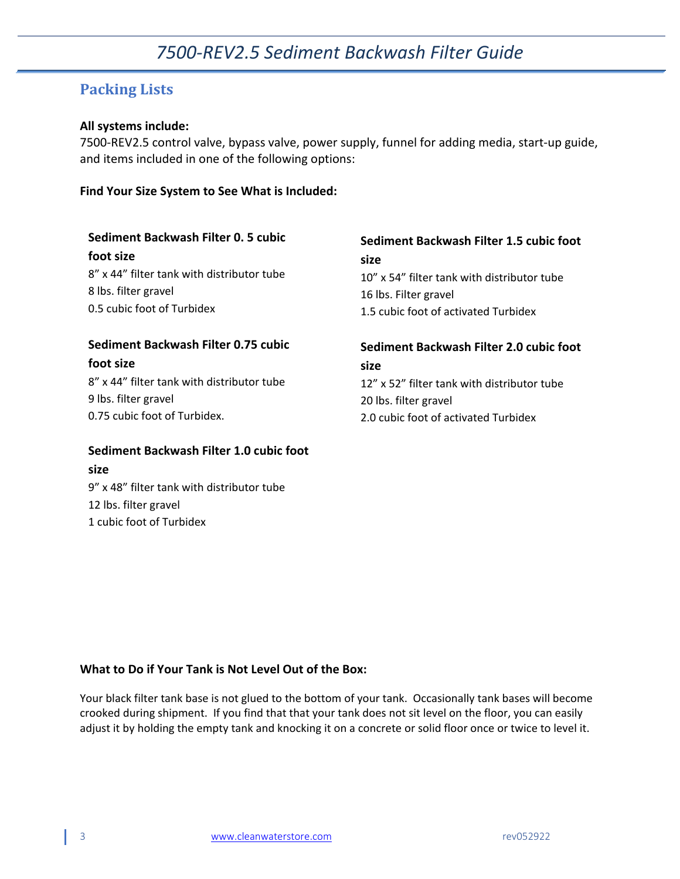## Packing Lists

**All systems include:**
7500-REV2.5 control valve, bypass valve, power supply, funnel for adding media, start-up guide, and items included in one of the following options:

**Find Your Size System to See What is Included:**

**Sediment Backwash Filter 0. 5 cubic foot size**
8" x 44" filter tank with distributor tube
8 lbs. filter gravel
0.5 cubic foot of Turbidex

**Sediment Backwash Filter 0.75 cubic foot size**
8" x 44" filter tank with distributor tube
9 lbs. filter gravel
0.75 cubic foot of Turbidex.

**Sediment Backwash Filter 1.0 cubic foot size**
9" x 48" filter tank with distributor tube
12 lbs. filter gravel
1 cubic foot of Turbidex

**Sediment Backwash Filter 1.5 cubic foot size**
10" x 54" filter tank with distributor tube
16 lbs. Filter gravel
1.5 cubic foot of activated Turbidex

**Sediment Backwash Filter 2.0 cubic foot size**
12" x 52" filter tank with distributor tube
20 lbs. filter gravel
2.0 cubic foot of activated Turbidex

**What to Do if Your Tank is Not Level Out of the Box:**

Your black filter tank base is not glued to the bottom of your tank. Occasionally tank bases will become crooked during shipment. If you find that that your tank does not sit level on the floor, you can easily adjust it by holding the empty tank and knocking it on a concrete or solid floor once or twice to level it.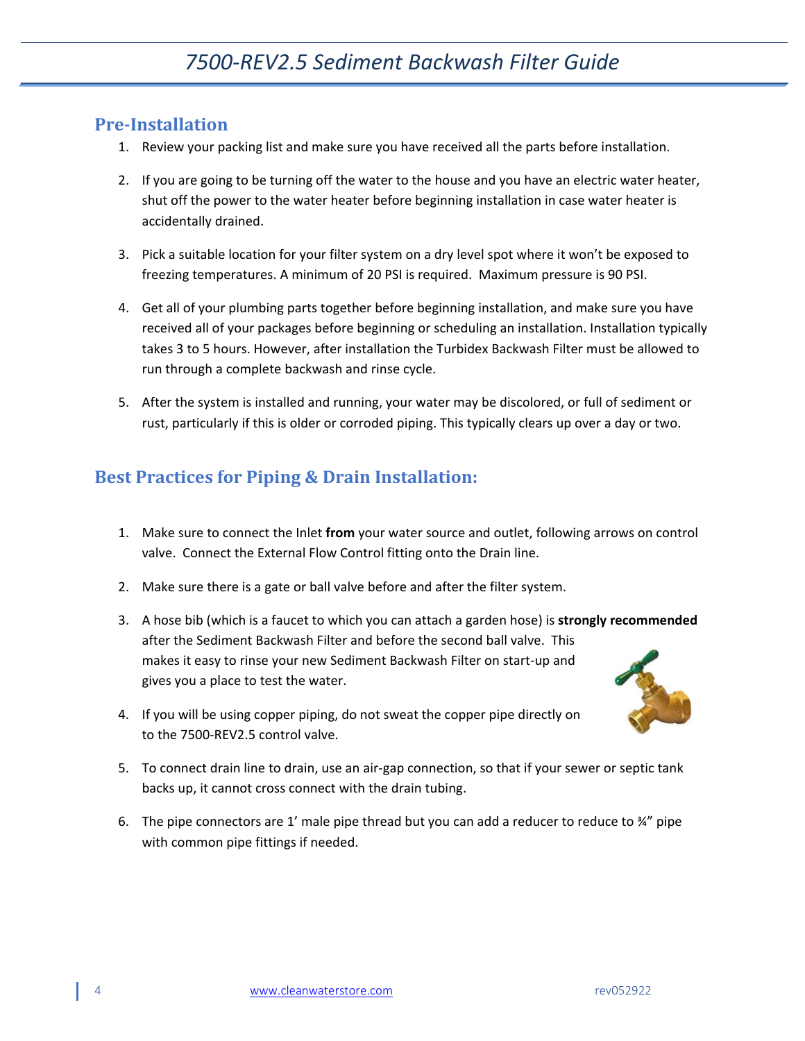## Pre-Installation

1. Review your packing list and make sure you have received all the parts before installation.

2. If you are going to be turning off the water to the house and you have an electric water heater, shut off the power to the water heater before beginning installation in case water heater is accidentally drained.

3. Pick a suitable location for your filter system on a dry level spot where it won't be exposed to freezing temperatures. A minimum of 20 PSI is required. Maximum pressure is 90 PSI.

4. Get all of your plumbing parts together before beginning installation, and make sure you have received all of your packages before beginning or scheduling an installation. Installation typically takes 3 to 5 hours. However, after installation the Turbidex Backwash Filter must be allowed to run through a complete backwash and rinse cycle.

5. After the system is installed and running, your water may be discolored, or full of sediment or rust, particularly if this is older or corroded piping. This typically clears up over a day or two.

## Best Practices for Piping & Drain Installation:

1. Make sure to connect the Inlet **from** your water source and outlet, following arrows on control valve. Connect the External Flow Control fitting onto the Drain line.

2. Make sure there is a gate or ball valve before and after the filter system.

3. A hose bib (which is a faucet to which you can attach a garden hose) is **strongly recommended** after the Sediment Backwash Filter and before the second ball valve. This makes it easy to rinse your new Sediment Backwash Filter on start-up and gives you a place to test the water.

4. If you will be using copper piping, do not sweat the copper pipe directly on to the 7500-REV2.5 control valve.

5. To connect drain line to drain, use an air-gap connection, so that if your sewer or septic tank backs up, it cannot cross connect with the drain tubing.

6. The pipe connectors are 1' male pipe thread but you can add a reducer to reduce to ¾" pipe with common pipe fittings if needed.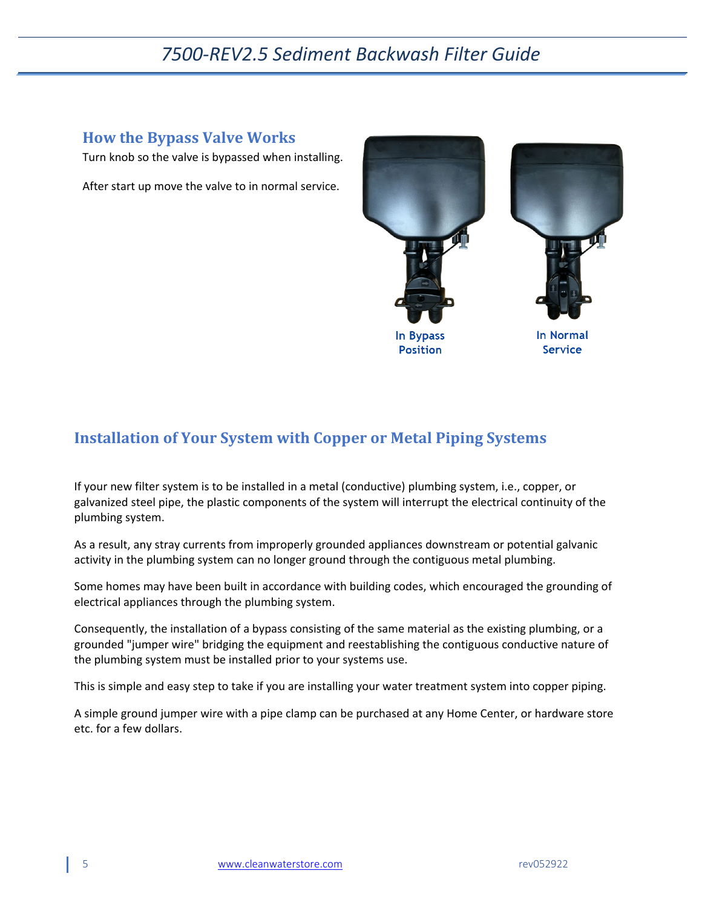## How the Bypass Valve Works

Turn knob so the valve is bypassed when installing.

After start up move the valve to in normal service.

In Bypass Position

In Normal Service

## Installation of Your System with Copper or Metal Piping Systems

If your new filter system is to be installed in a metal (conductive) plumbing system, i.e., copper, or galvanized steel pipe, the plastic components of the system will interrupt the electrical continuity of the plumbing system.

As a result, any stray currents from improperly grounded appliances downstream or potential galvanic activity in the plumbing system can no longer ground through the contiguous metal plumbing.

Some homes may have been built in accordance with building codes, which encouraged the grounding of electrical appliances through the plumbing system.

Consequently, the installation of a bypass consisting of the same material as the existing plumbing, or a grounded "jumper wire" bridging the equipment and reestablishing the contiguous conductive nature of the plumbing system must be installed prior to your systems use.

This is simple and easy step to take if you are installing your water treatment system into copper piping.

A simple ground jumper wire with a pipe clamp can be purchased at any Home Center, or hardware store etc. for a few dollars.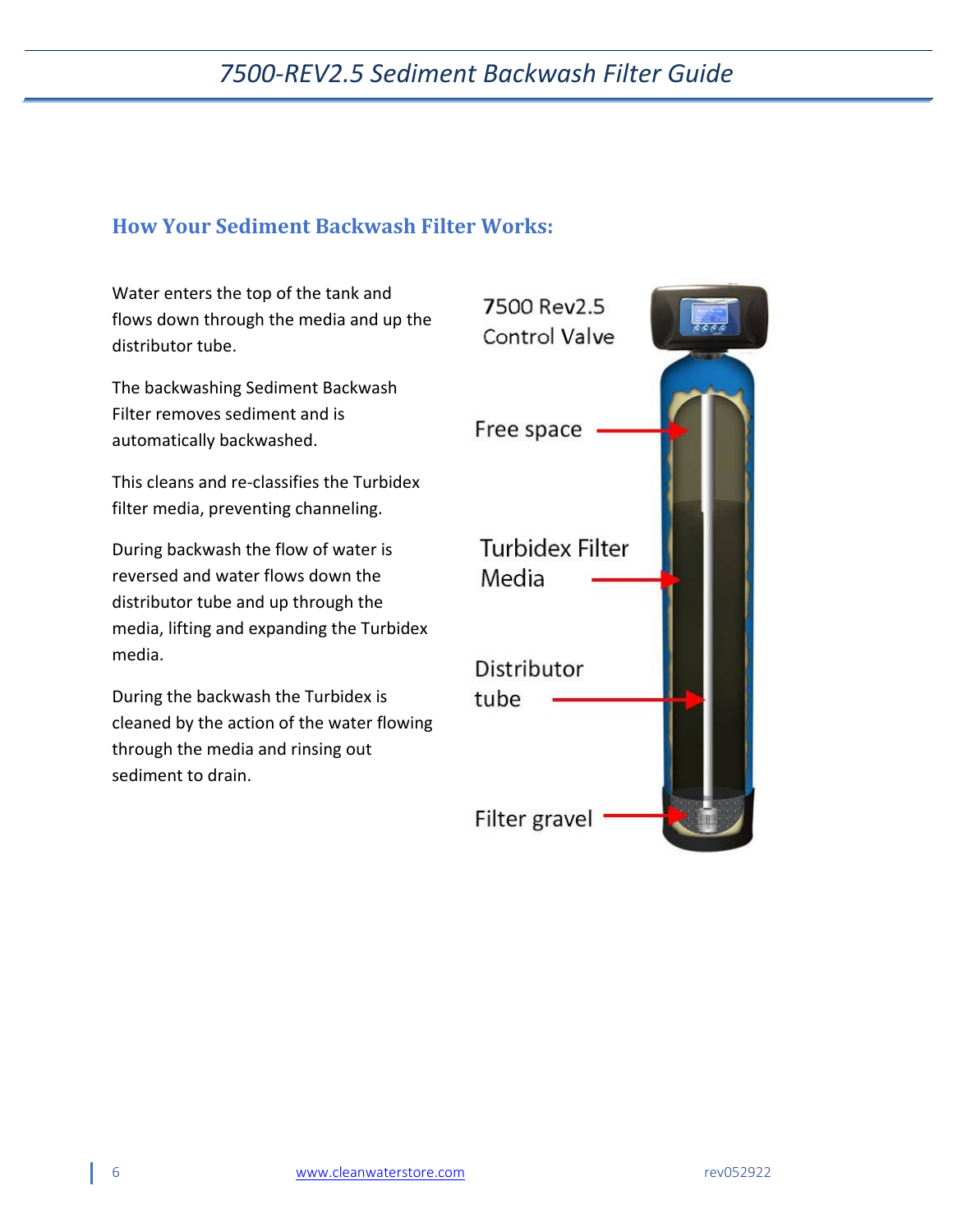## How Your Sediment Backwash Filter Works:

Water enters the top of the tank and flows down through the media and up the distributor tube.

The backwashing Sediment Backwash Filter removes sediment and is automatically backwashed.

This cleans and re-classifies the Turbidex filter media, preventing channeling.

During backwash the flow of water is reversed and water flows down the distributor tube and up through the media, lifting and expanding the Turbidex media.

During the backwash the Turbidex is cleaned by the action of the water flowing through the media and rinsing out sediment to drain.

7500 Rev2.5 Control Valve

Free space

Turbidex Filter Media

Distributor tube

Filter gravel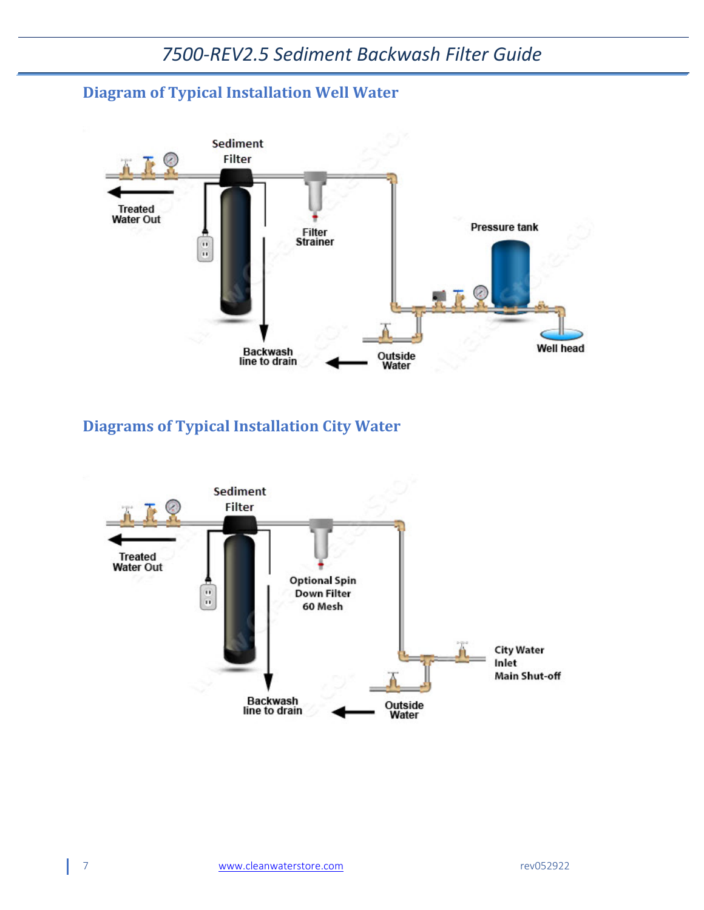## Diagram of Typical Installation Well Water

Sediment Filter

Treated Water Out

Filter Strainer

Pressure tank

Backwash line to drain

Outside Water

Well head

## Diagrams of Typical Installation City Water

Sediment Filter

Treated Water Out

Optional Spin Down Filter 60 Mesh

City Water Inlet Main Shut-off

Backwash line to drain

Outside Water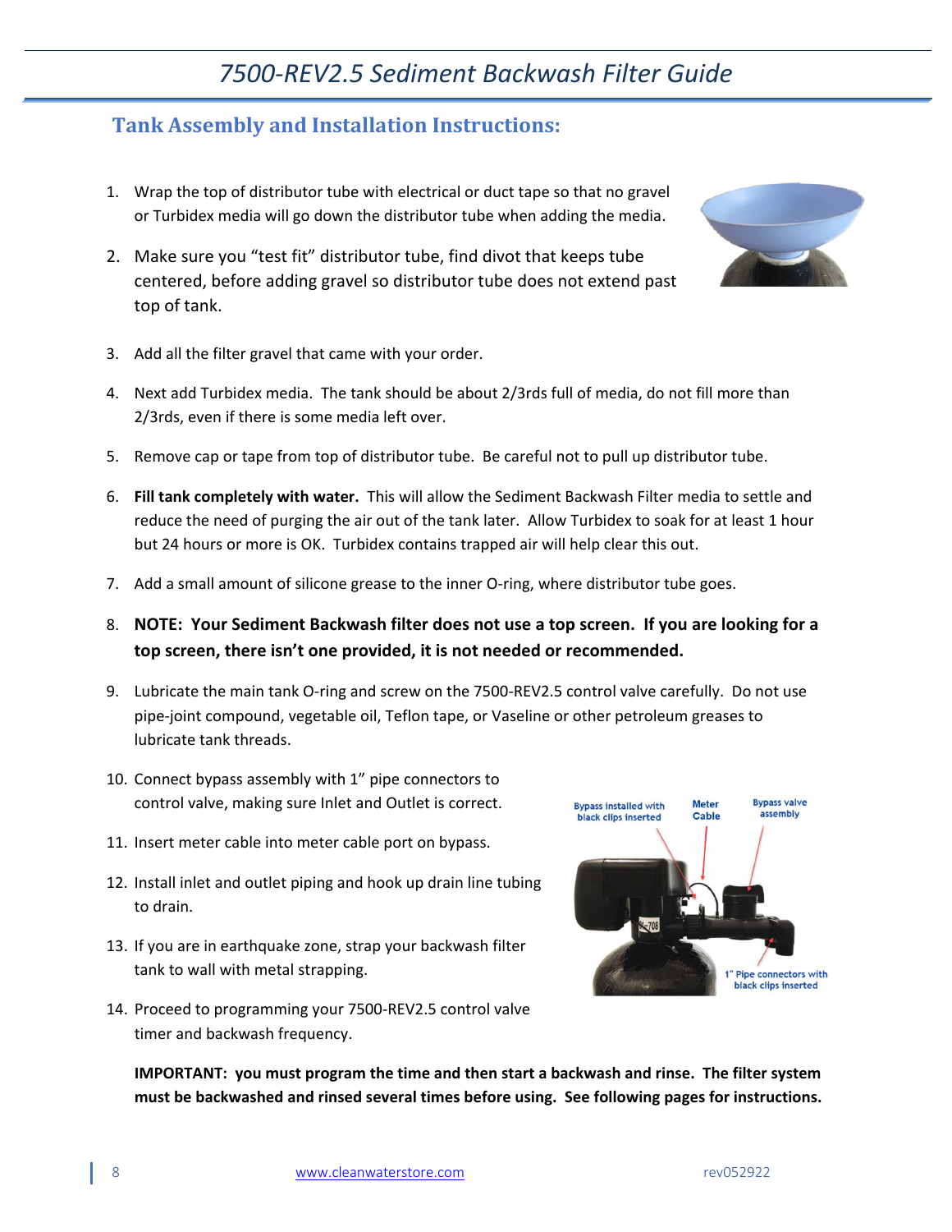## Tank Assembly and Installation Instructions:

1. Wrap the top of distributor tube with electrical or duct tape so that no gravel or Turbidex media will go down the distributor tube when adding the media.
2. Make sure you "test fit" distributor tube, find divot that keeps tube centered, before adding gravel so distributor tube does not extend past top of tank.
3. Add all the filter gravel that came with your order.
4. Next add Turbidex media. The tank should be about 2/3rds full of media, do not fill more than 2/3rds, even if there is some media left over.
5. Remove cap or tape from top of distributor tube. Be careful not to pull up distributor tube.
6. **Fill tank completely with water.** This will allow the Sediment Backwash Filter media to settle and reduce the need of purging the air out of the tank later. Allow Turbidex to soak for at least 1 hour but 24 hours or more is OK. Turbidex contains trapped air will help clear this out.
7. Add a small amount of silicone grease to the inner O-ring, where distributor tube goes.
8. **NOTE: Your Sediment Backwash filter does not use a top screen. If you are looking for a top screen, there isn't one provided, it is not needed or recommended.**
9. Lubricate the main tank O-ring and screw on the 7500-REV2.5 control valve carefully. Do not use pipe-joint compound, vegetable oil, Teflon tape, or Vaseline or other petroleum greases to lubricate tank threads.
10. Connect bypass assembly with 1" pipe connectors to control valve, making sure Inlet and Outlet is correct.
11. Insert meter cable into meter cable port on bypass.
12. Install inlet and outlet piping and hook up drain line tubing to drain.
13. If you are in earthquake zone, strap your backwash filter tank to wall with metal strapping.
14. Proceed to programming your 7500-REV2.5 control valve timer and backwash frequency.

Bypass installed with black clips inserted — Meter Cable — Bypass valve assembly — 1" Pipe connectors with black clips inserted

**IMPORTANT: you must program the time and then start a backwash and rinse. The filter system must be backwashed and rinsed several times before using. See following pages for instructions.**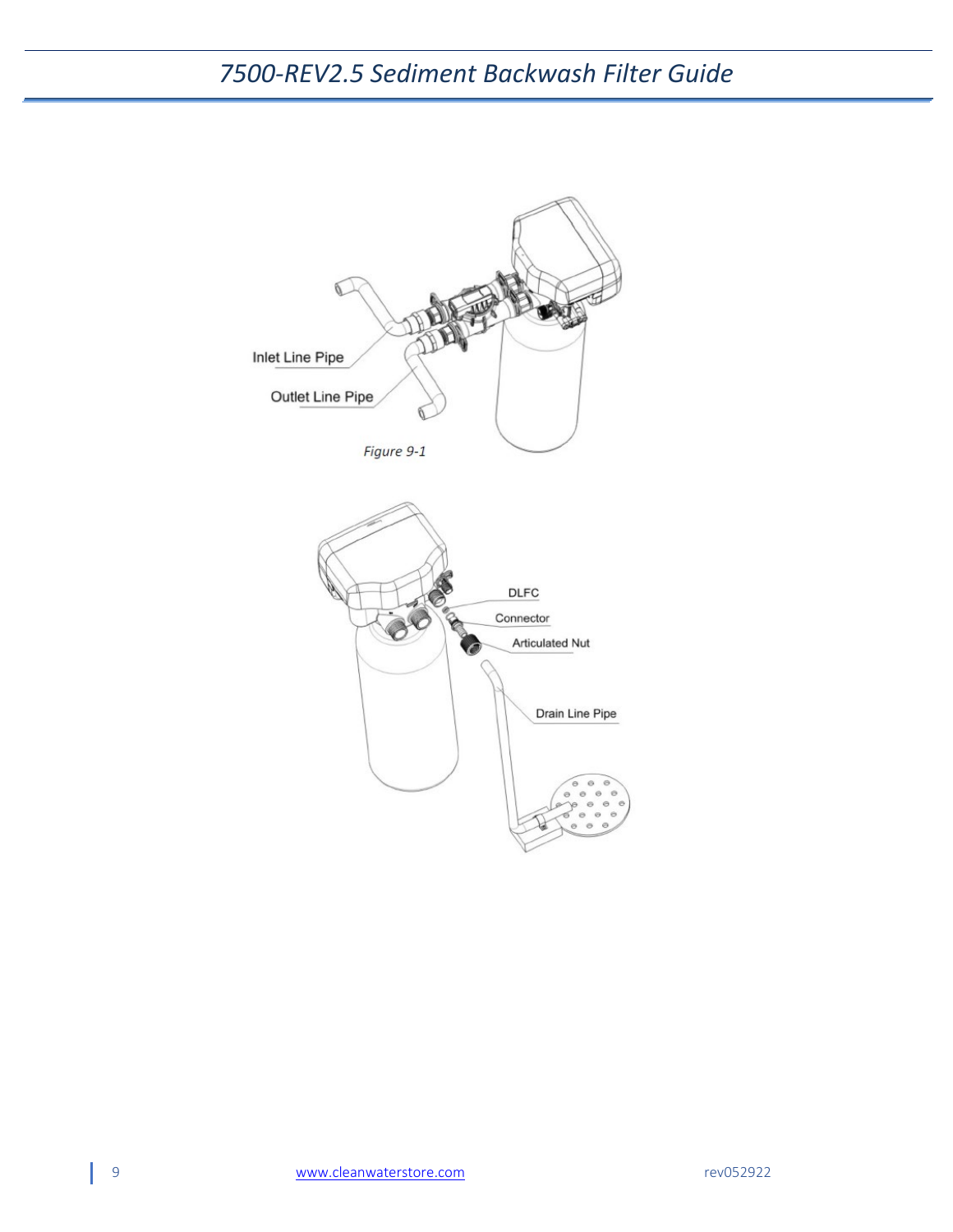Inlet Line Pipe

Outlet Line Pipe

*Figure 9-1*

DLFC

Connector

Articulated Nut

Drain Line Pipe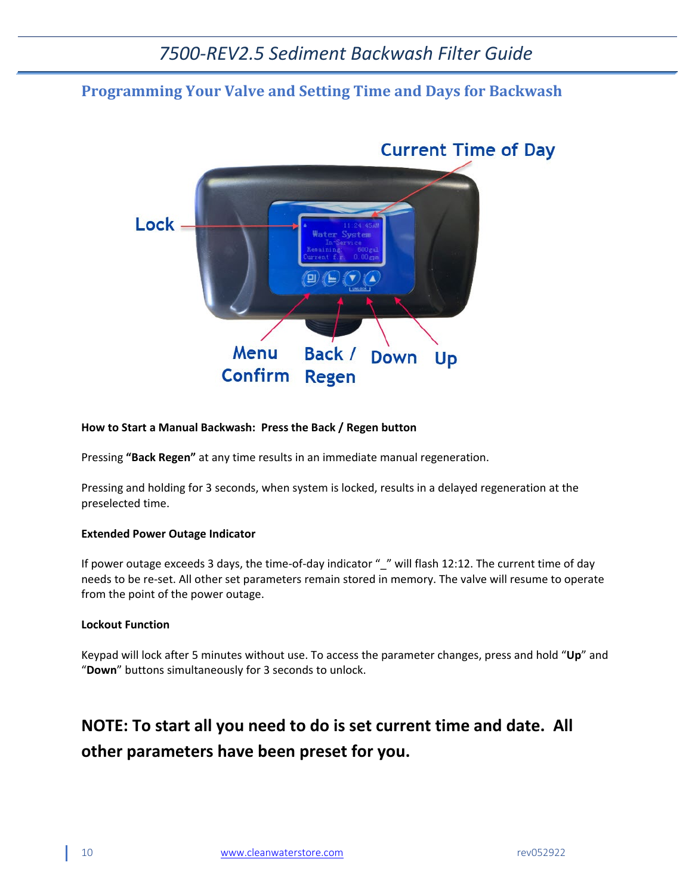## Programming Your Valve and Setting Time and Days for Backwash

Current Time of Day

Lock

Menu Confirm

Back / Regen

Down

Up

**How to Start a Manual Backwash: Press the Back / Regen button**

Pressing **"Back Regen"** at any time results in an immediate manual regeneration.

Pressing and holding for 3 seconds, when system is locked, results in a delayed regeneration at the preselected time.

**Extended Power Outage Indicator**

If power outage exceeds 3 days, the time-of-day indicator "_" will flash 12:12. The current time of day needs to be re-set. All other set parameters remain stored in memory. The valve will resume to operate from the point of the power outage.

**Lockout Function**

Keypad will lock after 5 minutes without use. To access the parameter changes, press and hold "**Up**" and "**Down**" buttons simultaneously for 3 seconds to unlock.

## NOTE: To start all you need to do is set current time and date. All other parameters have been preset for you.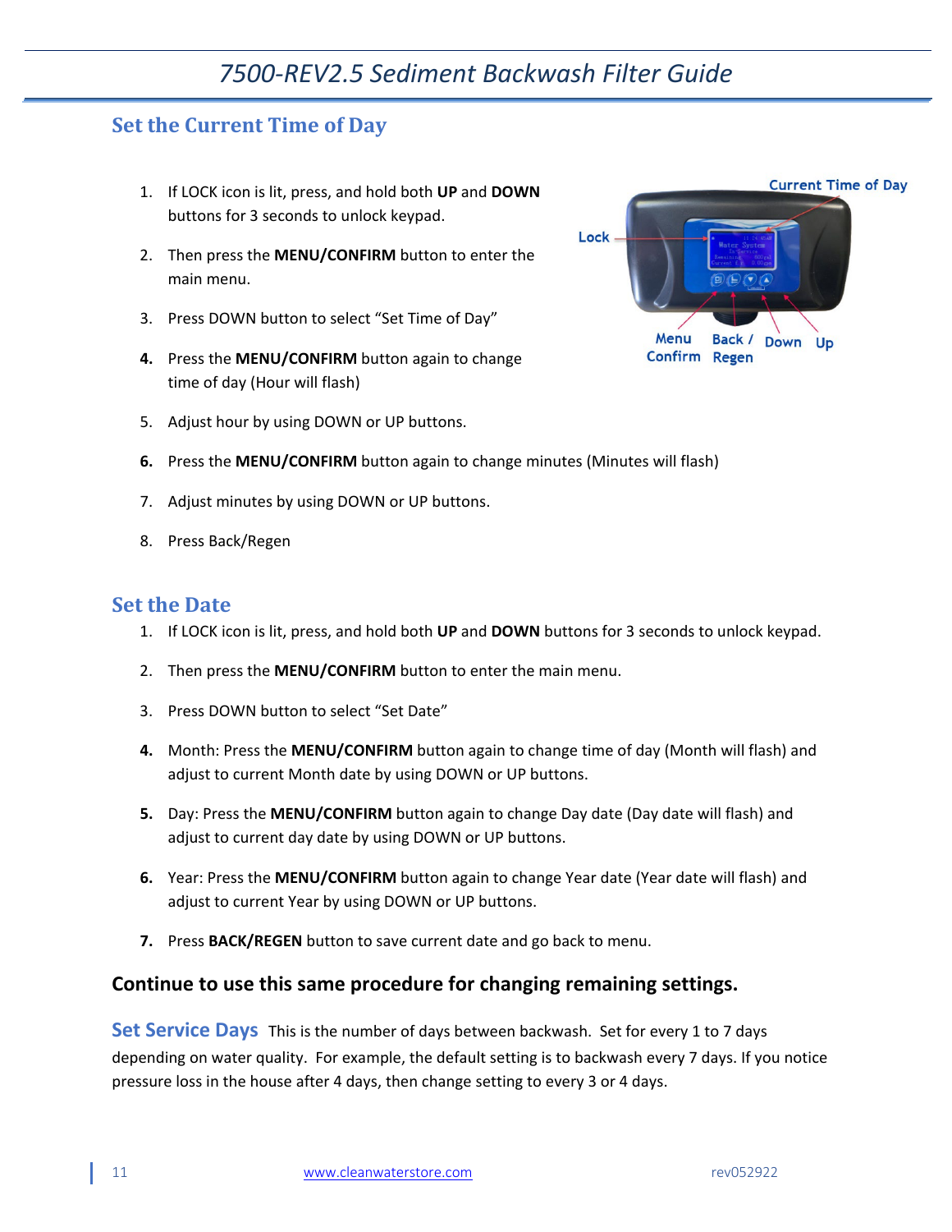## Set the Current Time of Day

1. If LOCK icon is lit, press, and hold both **UP** and **DOWN** buttons for 3 seconds to unlock keypad.
2. Then press the **MENU/CONFIRM** button to enter the main menu.
3. Press DOWN button to select "Set Time of Day"
4. Press the **MENU/CONFIRM** button again to change time of day (Hour will flash)
5. Adjust hour by using DOWN or UP buttons.
6. Press the **MENU/CONFIRM** button again to change minutes (Minutes will flash)
7. Adjust minutes by using DOWN or UP buttons.
8. Press Back/Regen

Lock — Current Time of Day — Menu Confirm — Back / Regen — Down — Up

## Set the Date

1. If LOCK icon is lit, press, and hold both **UP** and **DOWN** buttons for 3 seconds to unlock keypad.
2. Then press the **MENU/CONFIRM** button to enter the main menu.
3. Press DOWN button to select "Set Date"
4. Month: Press the **MENU/CONFIRM** button again to change time of day (Month will flash) and adjust to current Month date by using DOWN or UP buttons.
5. Day: Press the **MENU/CONFIRM** button again to change Day date (Day date will flash) and adjust to current day date by using DOWN or UP buttons.
6. Year: Press the **MENU/CONFIRM** button again to change Year date (Year date will flash) and adjust to current Year by using DOWN or UP buttons.
7. Press **BACK/REGEN** button to save current date and go back to menu.

**Continue to use this same procedure for changing remaining settings.**

**Set Service Days** This is the number of days between backwash. Set for every 1 to 7 days depending on water quality. For example, the default setting is to backwash every 7 days. If you notice pressure loss in the house after 4 days, then change setting to every 3 or 4 days.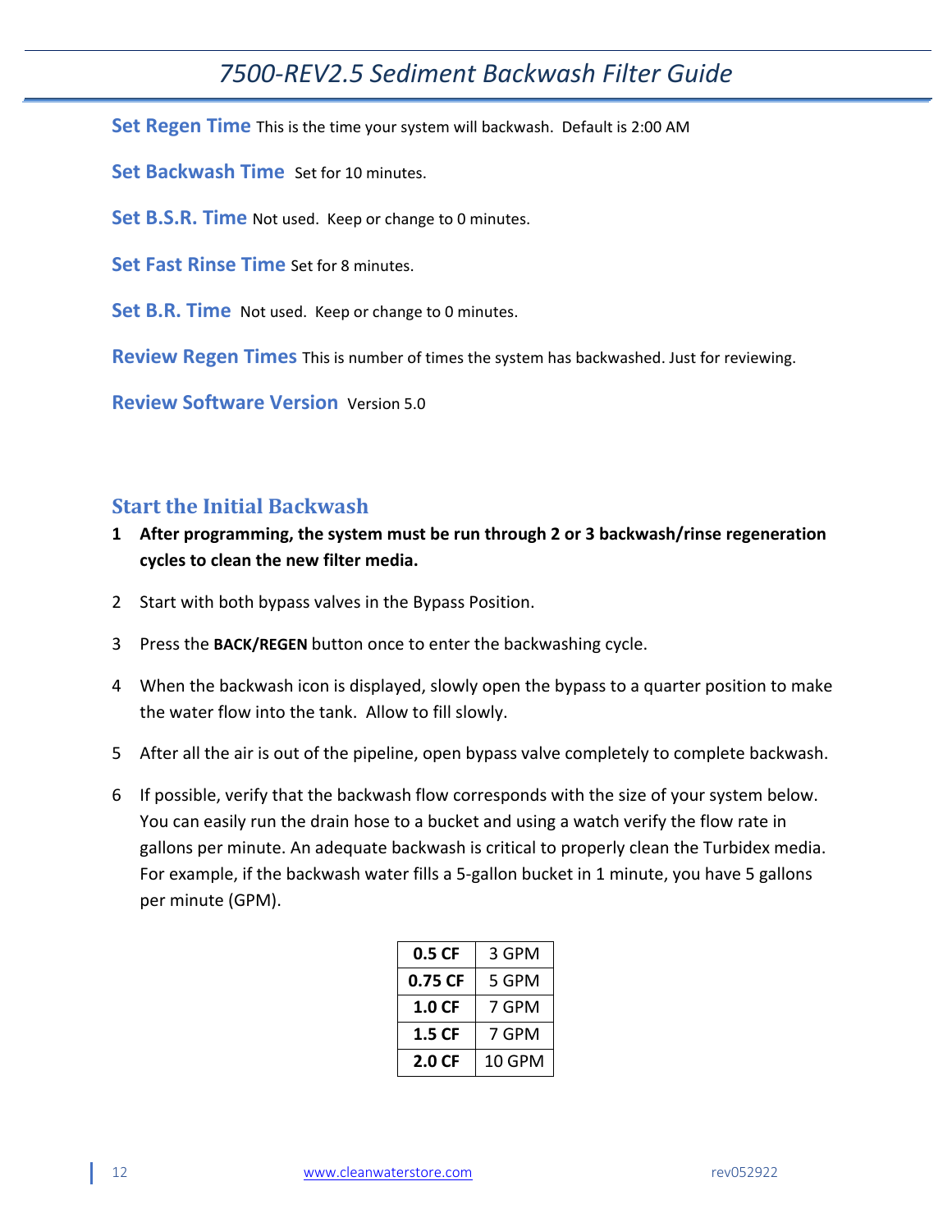**Set Regen Time** This is the time your system will backwash. Default is 2:00 AM

**Set Backwash Time** Set for 10 minutes.

**Set B.S.R. Time** Not used. Keep or change to 0 minutes.

**Set Fast Rinse Time** Set for 8 minutes.

**Set B.R. Time** Not used. Keep or change to 0 minutes.

**Review Regen Times** This is number of times the system has backwashed. Just for reviewing.

**Review Software Version** Version 5.0

## Start the Initial Backwash

1. **After programming, the system must be run through 2 or 3 backwash/rinse regeneration cycles to clean the new filter media.**
2. Start with both bypass valves in the Bypass Position.
3. Press the **BACK/REGEN** button once to enter the backwashing cycle.
4. When the backwash icon is displayed, slowly open the bypass to a quarter position to make the water flow into the tank. Allow to fill slowly.
5. After all the air is out of the pipeline, open bypass valve completely to complete backwash.
6. If possible, verify that the backwash flow corresponds with the size of your system below. You can easily run the drain hose to a bucket and using a watch verify the flow rate in gallons per minute. An adequate backwash is critical to properly clean the Turbidex media. For example, if the backwash water fills a 5-gallon bucket in 1 minute, you have 5 gallons per minute (GPM).

| | |
|---|---|
| **0.5 CF** | 3 GPM |
| **0.75 CF** | 5 GPM |
| **1.0 CF** | 7 GPM |
| **1.5 CF** | 7 GPM |
| **2.0 CF** | 10 GPM |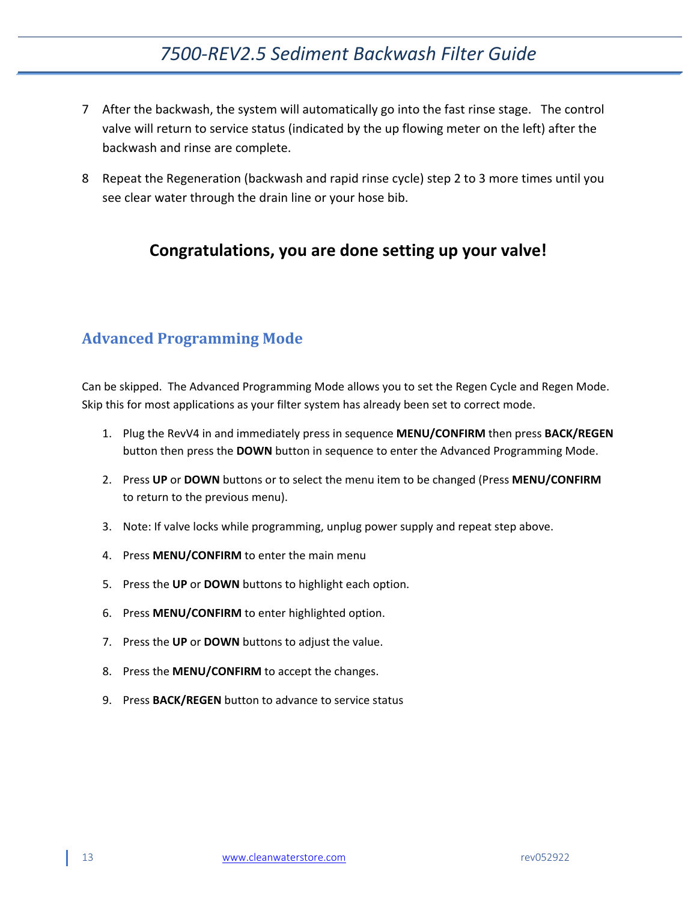7 After the backwash, the system will automatically go into the fast rinse stage. The control valve will return to service status (indicated by the up flowing meter on the left) after the backwash and rinse are complete.

8 Repeat the Regeneration (backwash and rapid rinse cycle) step 2 to 3 more times until you see clear water through the drain line or your hose bib.

**Congratulations, you are done setting up your valve!**

## Advanced Programming Mode

Can be skipped. The Advanced Programming Mode allows you to set the Regen Cycle and Regen Mode. Skip this for most applications as your filter system has already been set to correct mode.

1. Plug the RevV4 in and immediately press in sequence **MENU/CONFIRM** then press **BACK/REGEN** button then press the **DOWN** button in sequence to enter the Advanced Programming Mode.
2. Press **UP** or **DOWN** buttons or to select the menu item to be changed (Press **MENU/CONFIRM** to return to the previous menu).
3. Note: If valve locks while programming, unplug power supply and repeat step above.
4. Press **MENU/CONFIRM** to enter the main menu
5. Press the **UP** or **DOWN** buttons to highlight each option.
6. Press **MENU/CONFIRM** to enter highlighted option.
7. Press the **UP** or **DOWN** buttons to adjust the value.
8. Press the **MENU/CONFIRM** to accept the changes.
9. Press **BACK/REGEN** button to advance to service status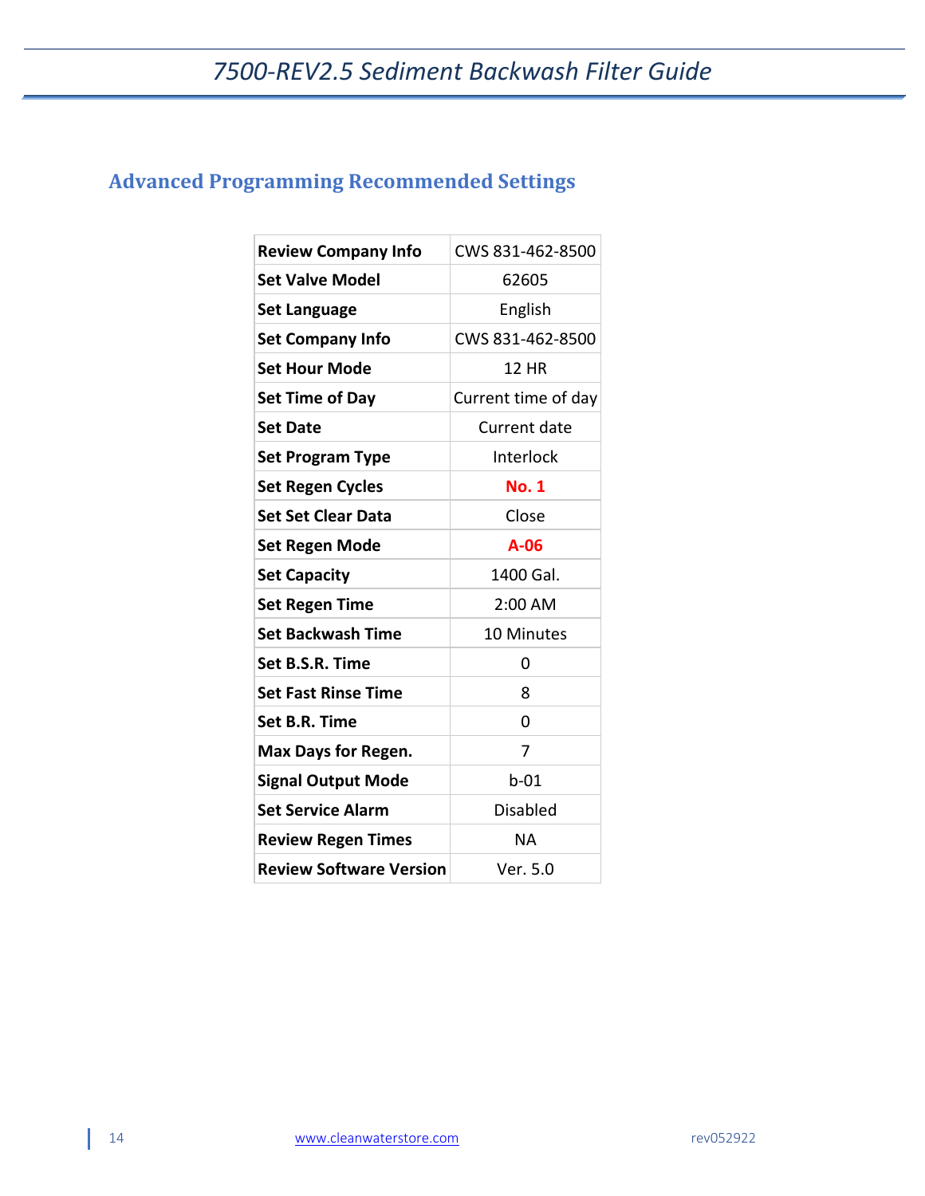## Advanced Programming Recommended Settings

| | |
|---|---|
| **Review Company Info** | CWS 831-462-8500 |
| **Set Valve Model** | 62605 |
| **Set Language** | English |
| **Set Company Info** | CWS 831-462-8500 |
| **Set Hour Mode** | 12 HR |
| **Set Time of Day** | Current time of day |
| **Set Date** | Current date |
| **Set Program Type** | Interlock |
| **Set Regen Cycles** | **No. 1** |
| **Set Set Clear Data** | Close |
| **Set Regen Mode** | **A-06** |
| **Set Capacity** | 1400 Gal. |
| **Set Regen Time** | 2:00 AM |
| **Set Backwash Time** | 10 Minutes |
| **Set B.S.R. Time** | 0 |
| **Set Fast Rinse Time** | 8 |
| **Set B.R. Time** | 0 |
| **Max Days for Regen.** | 7 |
| **Signal Output Mode** | b-01 |
| **Set Service Alarm** | Disabled |
| **Review Regen Times** | NA |
| **Review Software Version** | Ver. 5.0 |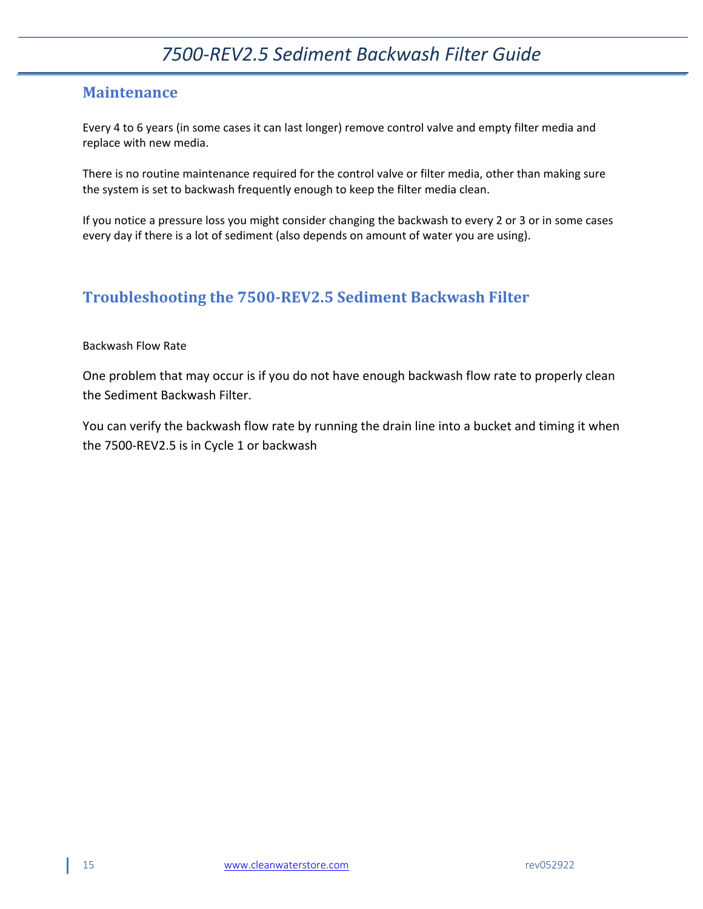## Maintenance

Every 4 to 6 years (in some cases it can last longer) remove control valve and empty filter media and replace with new media.

There is no routine maintenance required for the control valve or filter media, other than making sure the system is set to backwash frequently enough to keep the filter media clean.

If you notice a pressure loss you might consider changing the backwash to every 2 or 3 or in some cases every day if there is a lot of sediment (also depends on amount of water you are using).

## Troubleshooting the 7500-REV2.5 Sediment Backwash Filter

Backwash Flow Rate

One problem that may occur is if you do not have enough backwash flow rate to properly clean the Sediment Backwash Filter.

You can verify the backwash flow rate by running the drain line into a bucket and timing it when the 7500-REV2.5 is in Cycle 1 or backwash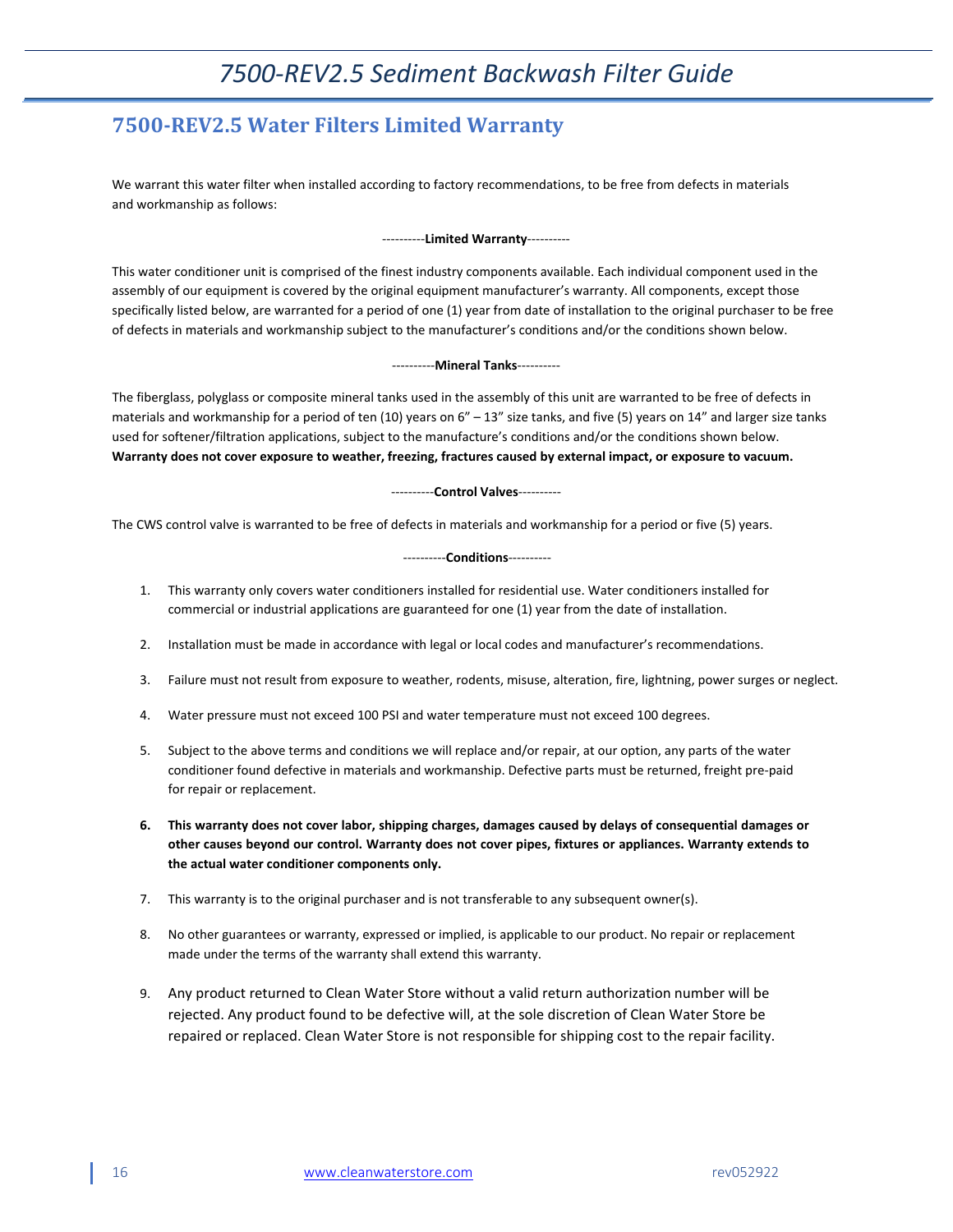## 7500-REV2.5 Water Filters Limited Warranty

We warrant this water filter when installed according to factory recommendations, to be free from defects in materials and workmanship as follows:

----------**Limited Warranty**----------

This water conditioner unit is comprised of the finest industry components available. Each individual component used in the assembly of our equipment is covered by the original equipment manufacturer's warranty. All components, except those specifically listed below, are warranted for a period of one (1) year from date of installation to the original purchaser to be free of defects in materials and workmanship subject to the manufacturer's conditions and/or the conditions shown below.

----------**Mineral Tanks**----------

The fiberglass, polyglass or composite mineral tanks used in the assembly of this unit are warranted to be free of defects in materials and workmanship for a period of ten (10) years on 6" – 13" size tanks, and five (5) years on 14" and larger size tanks used for softener/filtration applications, subject to the manufacture's conditions and/or the conditions shown below. **Warranty does not cover exposure to weather, freezing, fractures caused by external impact, or exposure to vacuum.**

----------**Control Valves**----------

The CWS control valve is warranted to be free of defects in materials and workmanship for a period or five (5) years.

----------**Conditions**----------

1. This warranty only covers water conditioners installed for residential use. Water conditioners installed for commercial or industrial applications are guaranteed for one (1) year from the date of installation.
2. Installation must be made in accordance with legal or local codes and manufacturer's recommendations.
3. Failure must not result from exposure to weather, rodents, misuse, alteration, fire, lightning, power surges or neglect.
4. Water pressure must not exceed 100 PSI and water temperature must not exceed 100 degrees.
5. Subject to the above terms and conditions we will replace and/or repair, at our option, any parts of the water conditioner found defective in materials and workmanship. Defective parts must be returned, freight pre-paid for repair or replacement.
6. **This warranty does not cover labor, shipping charges, damages caused by delays of consequential damages or other causes beyond our control. Warranty does not cover pipes, fixtures or appliances. Warranty extends to the actual water conditioner components only.**
7. This warranty is to the original purchaser and is not transferable to any subsequent owner(s).
8. No other guarantees or warranty, expressed or implied, is applicable to our product. No repair or replacement made under the terms of the warranty shall extend this warranty.
9. Any product returned to Clean Water Store without a valid return authorization number will be rejected. Any product found to be defective will, at the sole discretion of Clean Water Store be repaired or replaced. Clean Water Store is not responsible for shipping cost to the repair facility.